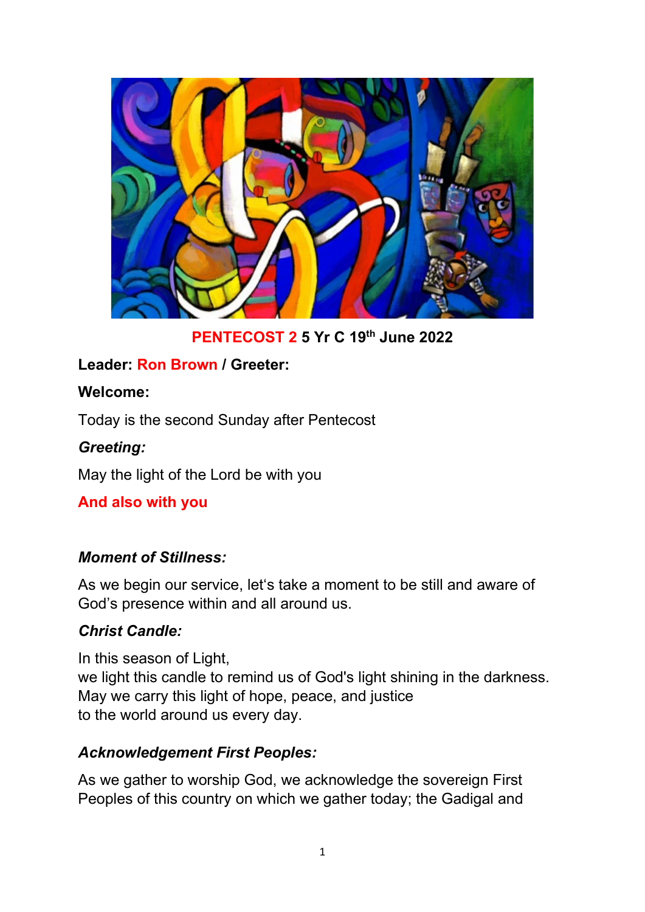**PENTECOST 2 5 Yr C 19th June 2022**

**Leader: Ron Brown / Greeter:**

**Welcome:**

Today is the second Sunday after Pentecost

***Greeting:***

May the light of the Lord be with you

**And also with you**

***Moment of Stillness:***

As we begin our service, let's take a moment to be still and aware of God's presence within and all around us.

***Christ Candle:***

In this season of Light,
we light this candle to remind us of God's light shining in the darkness.
May we carry this light of hope, peace, and justice
to the world around us every day.

***Acknowledgement First Peoples:***

As we gather to worship God, we acknowledge the sovereign First Peoples of this country on which we gather today; the Gadigal and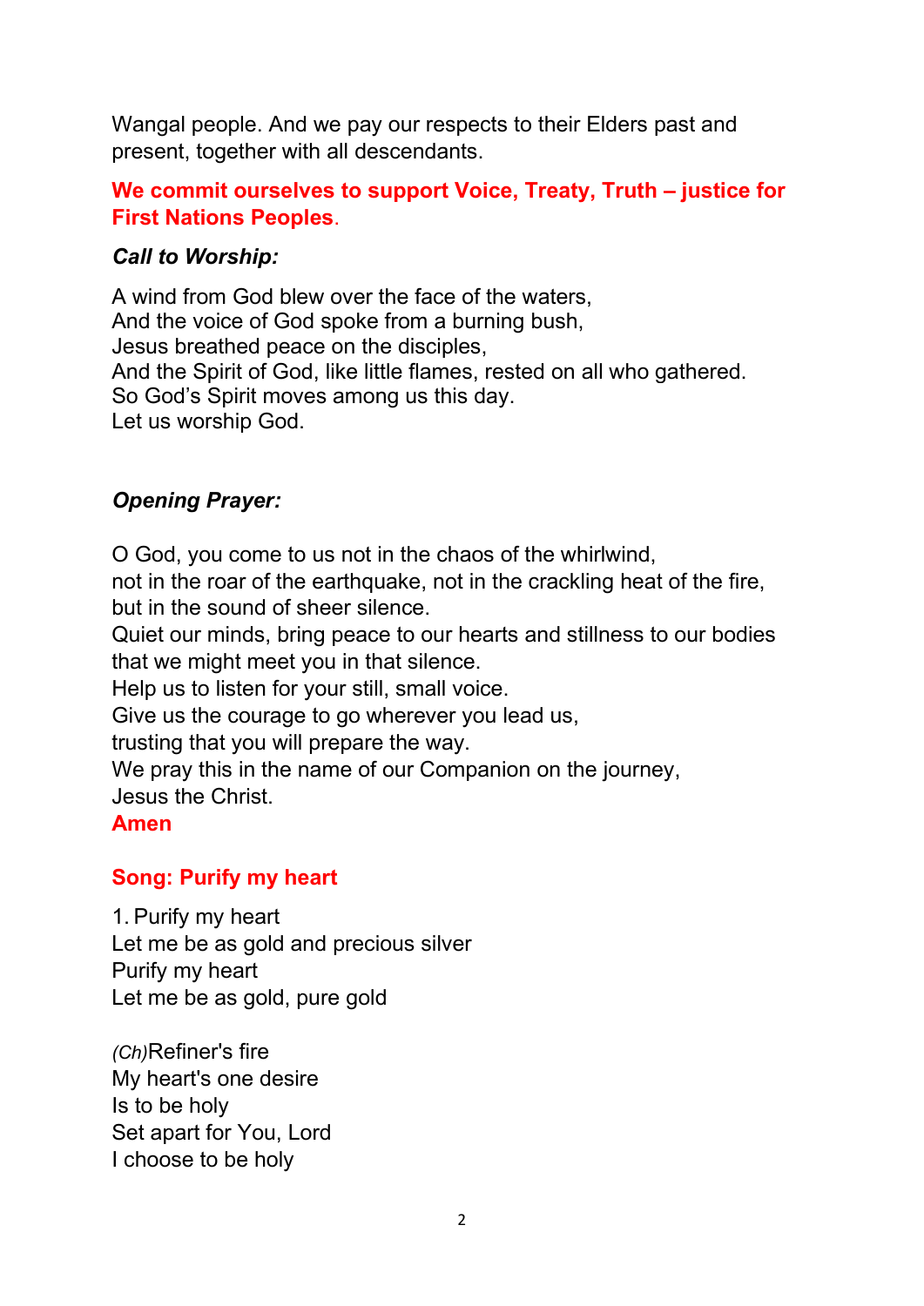Wangal people. And we pay our respects to their Elders past and present, together with all descendants.

**We commit ourselves to support Voice, Treaty, Truth – justice for First Nations Peoples**.

***Call to Worship:***

A wind from God blew over the face of the waters,
And the voice of God spoke from a burning bush,
Jesus breathed peace on the disciples,
And the Spirit of God, like little flames, rested on all who gathered.
So God's Spirit moves among us this day.
Let us worship God.

***Opening Prayer:***

O God, you come to us not in the chaos of the whirlwind,
not in the roar of the earthquake, not in the crackling heat of the fire,
but in the sound of sheer silence.
Quiet our minds, bring peace to our hearts and stillness to our bodies
that we might meet you in that silence.
Help us to listen for your still, small voice.
Give us the courage to go wherever you lead us,
trusting that you will prepare the way.
We pray this in the name of our Companion on the journey,
Jesus the Christ.
**Amen**

**Song: Purify my heart**

1. Purify my heart
Let me be as gold and precious silver
Purify my heart
Let me be as gold, pure gold

*(Ch)*Refiner's fire
My heart's one desire
Is to be holy
Set apart for You, Lord
I choose to be holy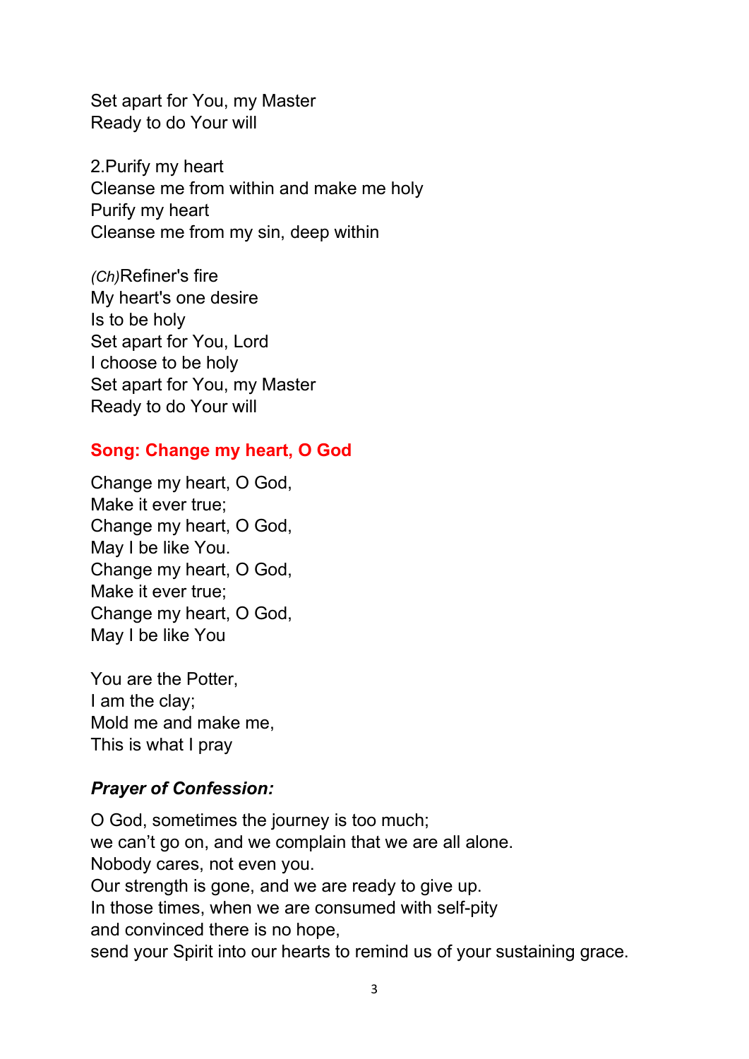Set apart for You, my Master  
Ready to do Your will

2.Purify my heart  
Cleanse me from within and make me holy  
Purify my heart  
Cleanse me from my sin, deep within

*(Ch)*Refiner's fire  
My heart's one desire  
Is to be holy  
Set apart for You, Lord  
I choose to be holy  
Set apart for You, my Master  
Ready to do Your will

## Song: Change my heart, O God

Change my heart, O God,  
Make it ever true;  
Change my heart, O God,  
May I be like You.  
Change my heart, O God,  
Make it ever true;  
Change my heart, O God,  
May I be like You

You are the Potter,  
I am the clay;  
Mold me and make me,  
This is what I pray

### *Prayer of Confession:*

O God, sometimes the journey is too much;  
we can't go on, and we complain that we are all alone.  
Nobody cares, not even you.  
Our strength is gone, and we are ready to give up.  
In those times, when we are consumed with self-pity  
and convinced there is no hope,  
send your Spirit into our hearts to remind us of your sustaining grace.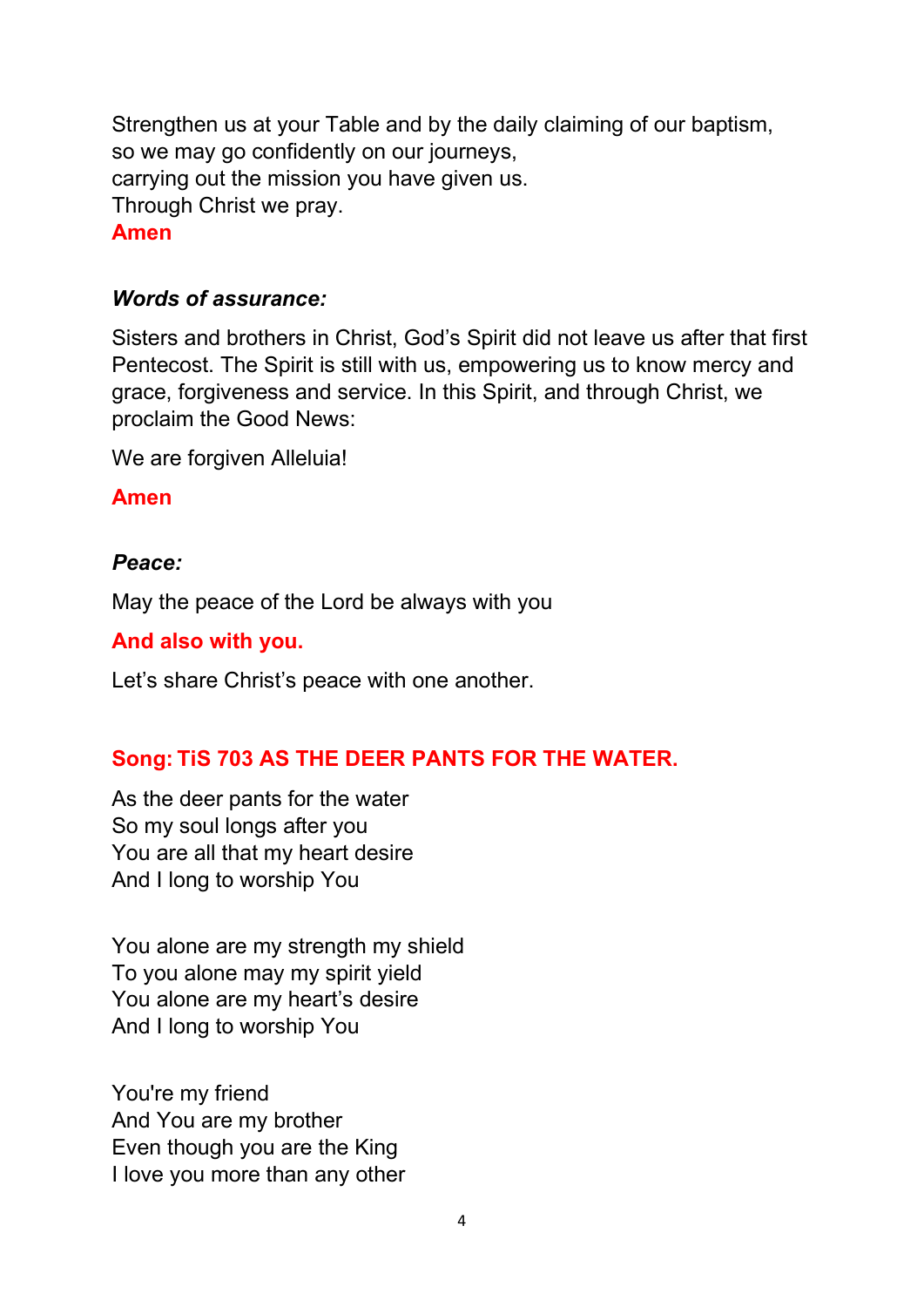Strengthen us at your Table and by the daily claiming of our baptism,
so we may go confidently on our journeys,
carrying out the mission you have given us.
Through Christ we pray.
**Amen**

***Words of assurance:***

Sisters and brothers in Christ, God's Spirit did not leave us after that first Pentecost. The Spirit is still with us, empowering us to know mercy and grace, forgiveness and service. In this Spirit, and through Christ, we proclaim the Good News:

We are forgiven Alleluia!

**Amen**

***Peace:***

May the peace of the Lord be always with you

**And also with you.**

Let's share Christ's peace with one another.

**Song: TiS 703 AS THE DEER PANTS FOR THE WATER.**

As the deer pants for the water
So my soul longs after you
You are all that my heart desire
And I long to worship You

You alone are my strength my shield
To you alone may my spirit yield
You alone are my heart's desire
And I long to worship You

You're my friend
And You are my brother
Even though you are the King
I love you more than any other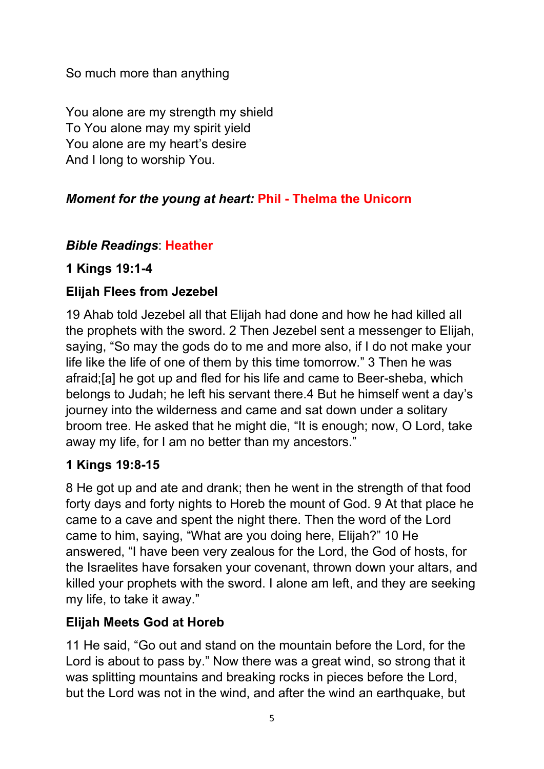So much more than anything

You alone are my strength my shield
To You alone may my spirit yield
You alone are my heart's desire
And I long to worship You.

***Moment for the young at heart:* Phil - Thelma the Unicorn**

***Bible Readings*: Heather**

**1 Kings 19:1-4**

**Elijah Flees from Jezebel**

19 Ahab told Jezebel all that Elijah had done and how he had killed all the prophets with the sword. 2 Then Jezebel sent a messenger to Elijah, saying, "So may the gods do to me and more also, if I do not make your life like the life of one of them by this time tomorrow." 3 Then he was afraid;[a] he got up and fled for his life and came to Beer-sheba, which belongs to Judah; he left his servant there.4 But he himself went a day's journey into the wilderness and came and sat down under a solitary broom tree. He asked that he might die, "It is enough; now, O Lord, take away my life, for I am no better than my ancestors."

**1 Kings 19:8-15**

8 He got up and ate and drank; then he went in the strength of that food forty days and forty nights to Horeb the mount of God. 9 At that place he came to a cave and spent the night there. Then the word of the Lord came to him, saying, "What are you doing here, Elijah?" 10 He answered, "I have been very zealous for the Lord, the God of hosts, for the Israelites have forsaken your covenant, thrown down your altars, and killed your prophets with the sword. I alone am left, and they are seeking my life, to take it away."

**Elijah Meets God at Horeb**

11 He said, "Go out and stand on the mountain before the Lord, for the Lord is about to pass by." Now there was a great wind, so strong that it was splitting mountains and breaking rocks in pieces before the Lord, but the Lord was not in the wind, and after the wind an earthquake, but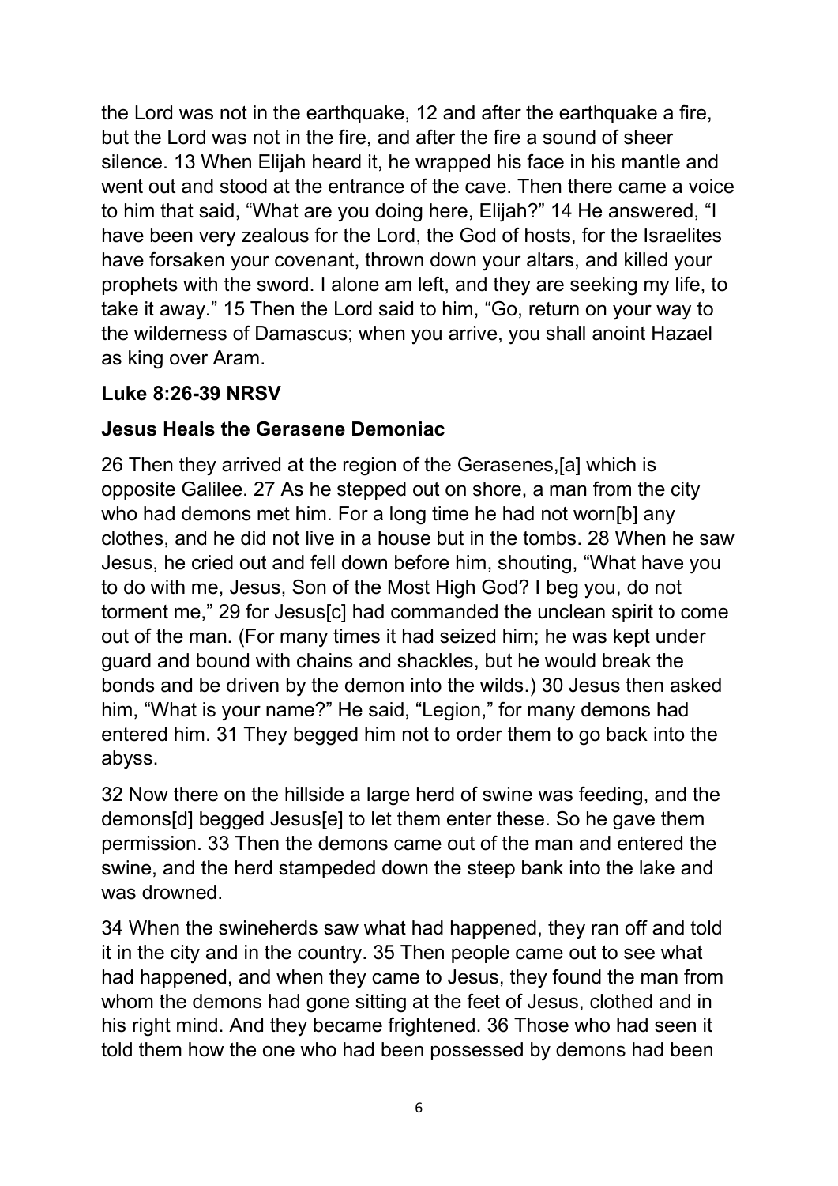the Lord was not in the earthquake, 12 and after the earthquake a fire, but the Lord was not in the fire, and after the fire a sound of sheer silence. 13 When Elijah heard it, he wrapped his face in his mantle and went out and stood at the entrance of the cave. Then there came a voice to him that said, "What are you doing here, Elijah?" 14 He answered, "I have been very zealous for the Lord, the God of hosts, for the Israelites have forsaken your covenant, thrown down your altars, and killed your prophets with the sword. I alone am left, and they are seeking my life, to take it away." 15 Then the Lord said to him, "Go, return on your way to the wilderness of Damascus; when you arrive, you shall anoint Hazael as king over Aram.

**Luke 8:26-39 NRSV**

**Jesus Heals the Gerasene Demoniac**

26 Then they arrived at the region of the Gerasenes,[a] which is opposite Galilee. 27 As he stepped out on shore, a man from the city who had demons met him. For a long time he had not worn[b] any clothes, and he did not live in a house but in the tombs. 28 When he saw Jesus, he cried out and fell down before him, shouting, "What have you to do with me, Jesus, Son of the Most High God? I beg you, do not torment me," 29 for Jesus[c] had commanded the unclean spirit to come out of the man. (For many times it had seized him; he was kept under guard and bound with chains and shackles, but he would break the bonds and be driven by the demon into the wilds.) 30 Jesus then asked him, "What is your name?" He said, "Legion," for many demons had entered him. 31 They begged him not to order them to go back into the abyss.

32 Now there on the hillside a large herd of swine was feeding, and the demons[d] begged Jesus[e] to let them enter these. So he gave them permission. 33 Then the demons came out of the man and entered the swine, and the herd stampeded down the steep bank into the lake and was drowned.

34 When the swineherds saw what had happened, they ran off and told it in the city and in the country. 35 Then people came out to see what had happened, and when they came to Jesus, they found the man from whom the demons had gone sitting at the feet of Jesus, clothed and in his right mind. And they became frightened. 36 Those who had seen it told them how the one who had been possessed by demons had been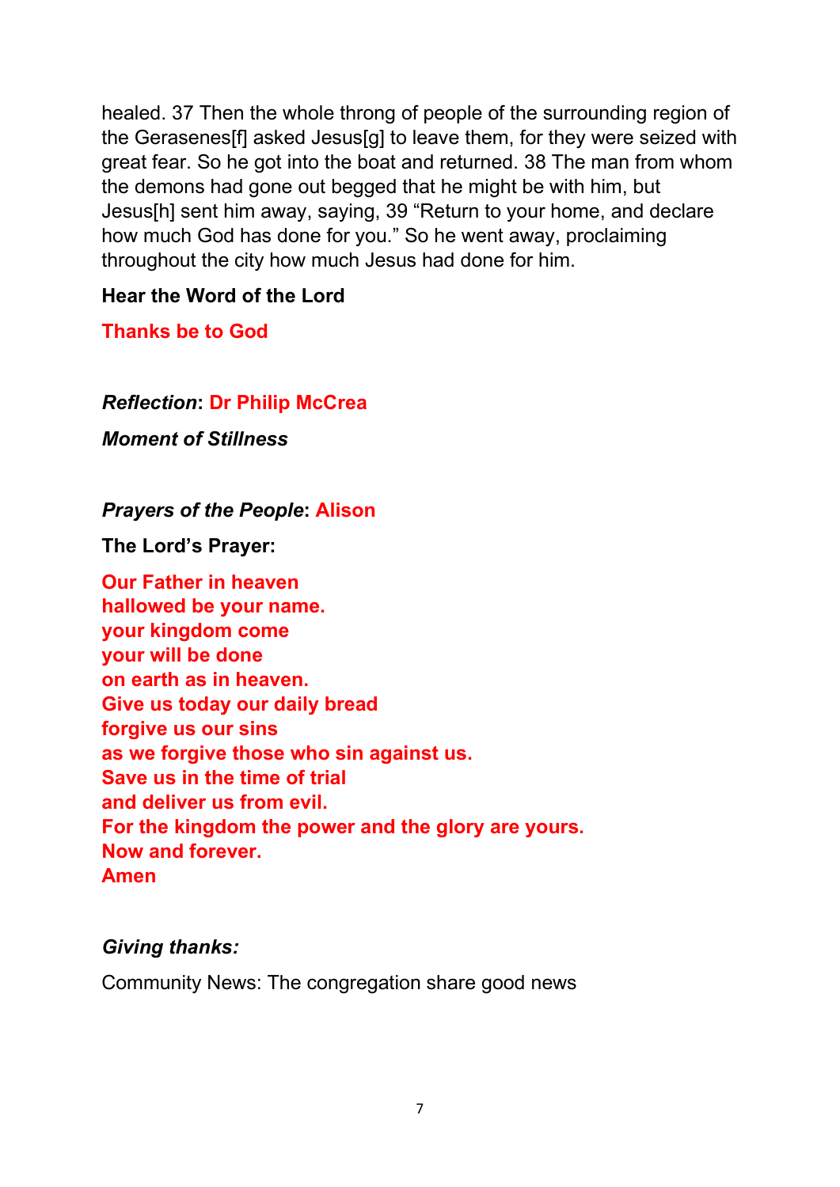healed. 37 Then the whole throng of people of the surrounding region of the Gerasenes[f] asked Jesus[g] to leave them, for they were seized with great fear. So he got into the boat and returned. 38 The man from whom the demons had gone out begged that he might be with him, but Jesus[h] sent him away, saying, 39 "Return to your home, and declare how much God has done for you." So he went away, proclaiming throughout the city how much Jesus had done for him.

**Hear the Word of the Lord**

**Thanks be to God**

***Reflection*: Dr Philip McCrea**

***Moment of Stillness***

***Prayers of the People*: Alison**

**The Lord's Prayer:**

**Our Father in heaven**
**hallowed be your name.**
**your kingdom come**
**your will be done**
**on earth as in heaven.**
**Give us today our daily bread**
**forgive us our sins**
**as we forgive those who sin against us.**
**Save us in the time of trial**
**and deliver us from evil.**
**For the kingdom the power and the glory are yours.**
**Now and forever.**
**Amen**

***Giving thanks:***

Community News: The congregation share good news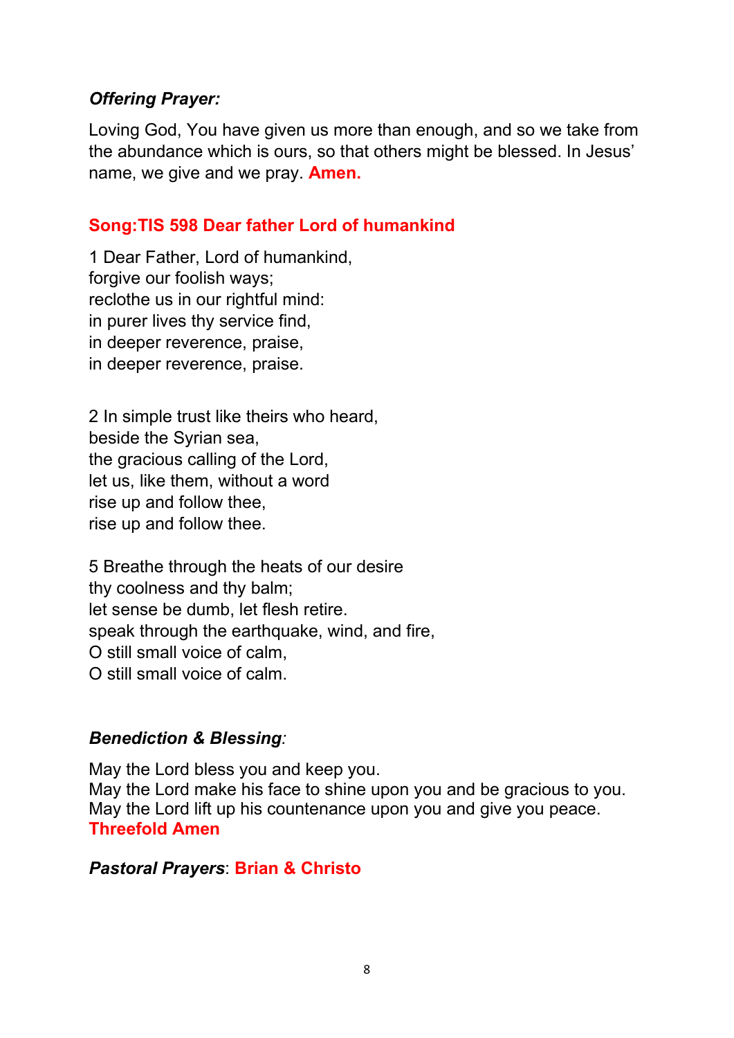***Offering Prayer:***

Loving God, You have given us more than enough, and so we take from the abundance which is ours, so that others might be blessed. In Jesus' name, we give and we pray. **Amen.**

**Song:TIS 598 Dear father Lord of humankind**

1 Dear Father, Lord of humankind,
forgive our foolish ways;
reclothe us in our rightful mind:
in purer lives thy service find,
in deeper reverence, praise,
in deeper reverence, praise.

2 In simple trust like theirs who heard,
beside the Syrian sea,
the gracious calling of the Lord,
let us, like them, without a word
rise up and follow thee,
rise up and follow thee.

5 Breathe through the heats of our desire
thy coolness and thy balm;
let sense be dumb, let flesh retire.
speak through the earthquake, wind, and fire,
O still small voice of calm,
O still small voice of calm.

***Benediction & Blessing:***

May the Lord bless you and keep you.
May the Lord make his face to shine upon you and be gracious to you.
May the Lord lift up his countenance upon you and give you peace.
**Threefold Amen**

***Pastoral Prayers***: **Brian & Christo**